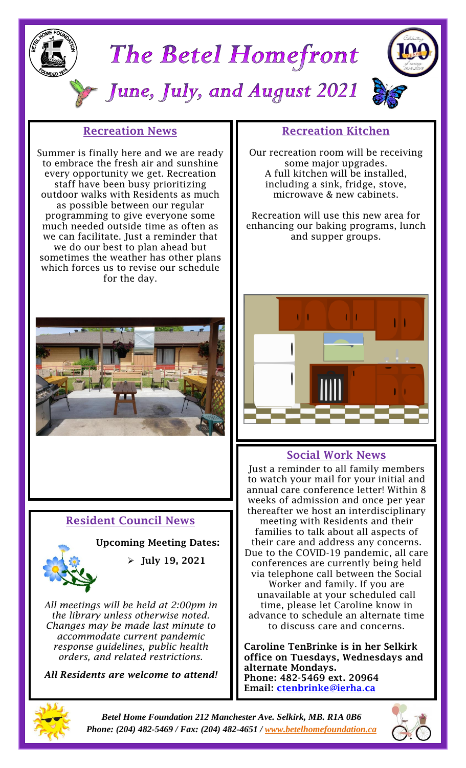# The Betel Homefront

## June, July, and August 2021

### Recreation News

Summer is finally here and we are ready to embrace the fresh air and sunshine every opportunity we get. Recreation staff have been busy prioritizing outdoor walks with Residents as much as possible between our regular programming to give everyone some much needed outside time as often as we can facilitate. Just a reminder that we do our best to plan ahead but sometimes the weather has other plans which forces us to revise our schedule for the day.

### Recreation Kitchen

Our recreation room will be receiving some major upgrades. A full kitchen will be installed, including a sink, fridge, stove, microwave & new cabinets.

Recreation will use this new area for enhancing our baking programs, lunch and supper groups.

### Resident Council News

**Upcoming Meeting Dates:**

- **July 19, 2021**

*All meetings will be held at 2:00pm in the library unless otherwise noted. Changes may be made last minute to accommodate current pandemic response guidelines, public health orders, and related restrictions.*

***All Residents are welcome to attend!***

### Social Work News

Just a reminder to all family members to watch your mail for your initial and annual care conference letter! Within 8 weeks of admission and once per year thereafter we host an interdisciplinary meeting with Residents and their families to talk about all aspects of their care and address any concerns. Due to the COVID-19 pandemic, all care conferences are currently being held via telephone call between the Social Worker and family. If you are unavailable at your scheduled call time, please let Caroline know in advance to schedule an alternate time to discuss care and concerns.

**Caroline TenBrinke is in her Selkirk office on Tuesdays, Wednesdays and alternate Mondays.**
**Phone: 482-5469 ext. 20964**
**Email: ctenbrinke@ierha.ca**

***Betel Home Foundation 212 Manchester Ave. Selkirk, MB. R1A 0B6***
***Phone: (204) 482-5469 / Fax: (204) 482-4651 / www.betelhomefoundation.ca***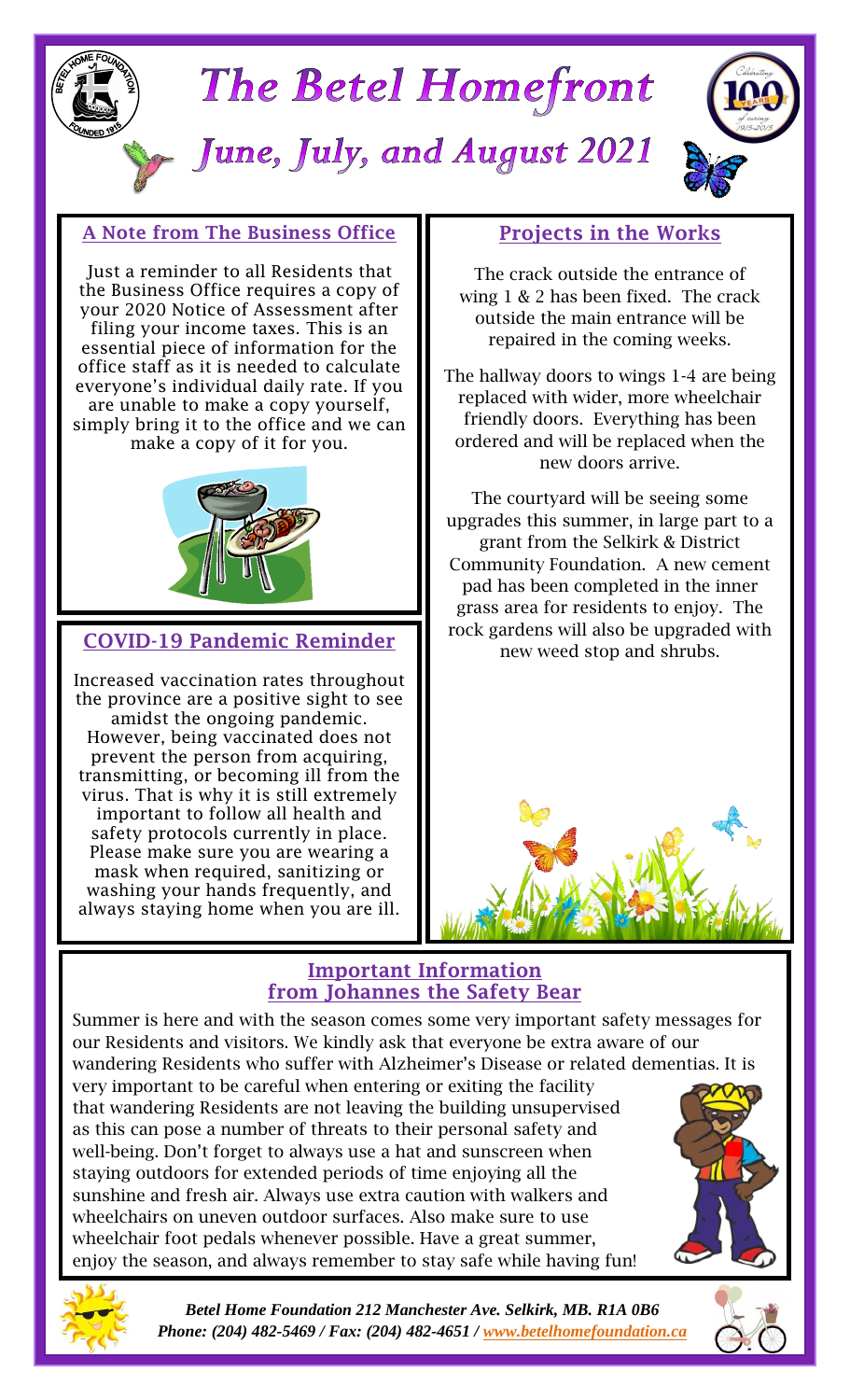# The Betel Homefront

## June, July, and August 2021

### A Note from The Business Office

Just a reminder to all Residents that the Business Office requires a copy of your 2020 Notice of Assessment after filing your income taxes. This is an essential piece of information for the office staff as it is needed to calculate everyone's individual daily rate. If you are unable to make a copy yourself, simply bring it to the office and we can make a copy of it for you.

### COVID-19 Pandemic Reminder

Increased vaccination rates throughout the province are a positive sight to see amidst the ongoing pandemic. However, being vaccinated does not prevent the person from acquiring, transmitting, or becoming ill from the virus. That is why it is still extremely important to follow all health and safety protocols currently in place. Please make sure you are wearing a mask when required, sanitizing or washing your hands frequently, and always staying home when you are ill.

### Projects in the Works

The crack outside the entrance of wing 1 & 2 has been fixed. The crack outside the main entrance will be repaired in the coming weeks.

The hallway doors to wings 1-4 are being replaced with wider, more wheelchair friendly doors. Everything has been ordered and will be replaced when the new doors arrive.

The courtyard will be seeing some upgrades this summer, in large part to a grant from the Selkirk & District Community Foundation. A new cement pad has been completed in the inner grass area for residents to enjoy. The rock gardens will also be upgraded with new weed stop and shrubs.

### Important Information from Johannes the Safety Bear

Summer is here and with the season comes some very important safety messages for our Residents and visitors. We kindly ask that everyone be extra aware of our wandering Residents who suffer with Alzheimer's Disease or related dementias. It is very important to be careful when entering or exiting the facility that wandering Residents are not leaving the building unsupervised as this can pose a number of threats to their personal safety and well-being. Don't forget to always use a hat and sunscreen when staying outdoors for extended periods of time enjoying all the sunshine and fresh air. Always use extra caution with walkers and wheelchairs on uneven outdoor surfaces. Also make sure to use wheelchair foot pedals whenever possible. Have a great summer, enjoy the season, and always remember to stay safe while having fun!

*Betel Home Foundation 212 Manchester Ave. Selkirk, MB. R1A 0B6*
*Phone: (204) 482-5469 / Fax: (204) 482-4651 / www.betelhomefoundation.ca*